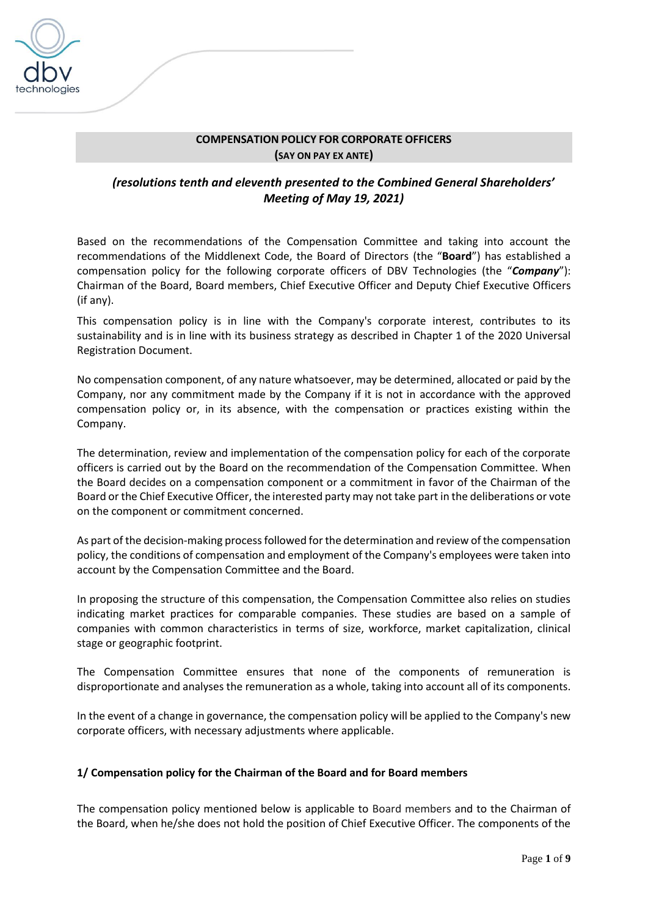# COMPENSATION POLICY FOR CORPORATE OFFICERS
## (SAY ON PAY EX ANTE)

***(resolutions tenth and eleventh presented to the Combined General Shareholders' Meeting of May 19, 2021)***

Based on the recommendations of the Compensation Committee and taking into account the recommendations of the Middlenext Code, the Board of Directors (the "**Board**") has established a compensation policy for the following corporate officers of DBV Technologies (the "***Company***"): Chairman of the Board, Board members, Chief Executive Officer and Deputy Chief Executive Officers (if any).

This compensation policy is in line with the Company's corporate interest, contributes to its sustainability and is in line with its business strategy as described in Chapter 1 of the 2020 Universal Registration Document.

No compensation component, of any nature whatsoever, may be determined, allocated or paid by the Company, nor any commitment made by the Company if it is not in accordance with the approved compensation policy or, in its absence, with the compensation or practices existing within the Company.

The determination, review and implementation of the compensation policy for each of the corporate officers is carried out by the Board on the recommendation of the Compensation Committee. When the Board decides on a compensation component or a commitment in favor of the Chairman of the Board or the Chief Executive Officer, the interested party may not take part in the deliberations or vote on the component or commitment concerned.

As part of the decision-making process followed for the determination and review of the compensation policy, the conditions of compensation and employment of the Company's employees were taken into account by the Compensation Committee and the Board.

In proposing the structure of this compensation, the Compensation Committee also relies on studies indicating market practices for comparable companies. These studies are based on a sample of companies with common characteristics in terms of size, workforce, market capitalization, clinical stage or geographic footprint.

The Compensation Committee ensures that none of the components of remuneration is disproportionate and analyses the remuneration as a whole, taking into account all of its components.

In the event of a change in governance, the compensation policy will be applied to the Company's new corporate officers, with necessary adjustments where applicable.

### 1/ Compensation policy for the Chairman of the Board and for Board members

The compensation policy mentioned below is applicable to Board members and to the Chairman of the Board, when he/she does not hold the position of Chief Executive Officer. The components of the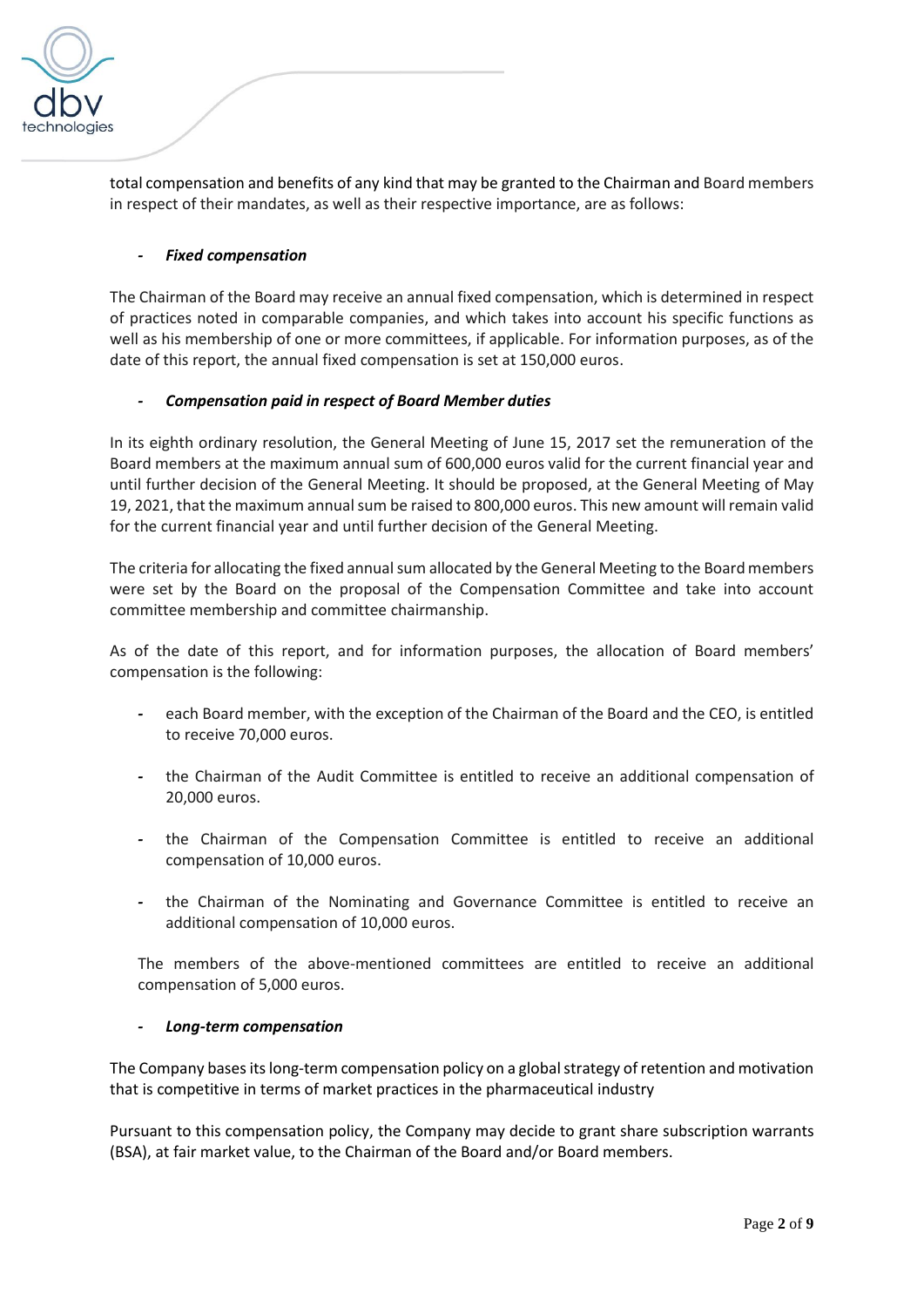total compensation and benefits of any kind that may be granted to the Chairman and Board members in respect of their mandates, as well as their respective importance, are as follows:

- ***Fixed compensation***

The Chairman of the Board may receive an annual fixed compensation, which is determined in respect of practices noted in comparable companies, and which takes into account his specific functions as well as his membership of one or more committees, if applicable. For information purposes, as of the date of this report, the annual fixed compensation is set at 150,000 euros.

- ***Compensation paid in respect of Board Member duties***

In its eighth ordinary resolution, the General Meeting of June 15, 2017 set the remuneration of the Board members at the maximum annual sum of 600,000 euros valid for the current financial year and until further decision of the General Meeting. It should be proposed, at the General Meeting of May 19, 2021, that the maximum annual sum be raised to 800,000 euros. This new amount will remain valid for the current financial year and until further decision of the General Meeting.

The criteria for allocating the fixed annual sum allocated by the General Meeting to the Board members were set by the Board on the proposal of the Compensation Committee and take into account committee membership and committee chairmanship.

As of the date of this report, and for information purposes, the allocation of Board members' compensation is the following:

- each Board member, with the exception of the Chairman of the Board and the CEO, is entitled to receive 70,000 euros.
- the Chairman of the Audit Committee is entitled to receive an additional compensation of 20,000 euros.
- the Chairman of the Compensation Committee is entitled to receive an additional compensation of 10,000 euros.
- the Chairman of the Nominating and Governance Committee is entitled to receive an additional compensation of 10,000 euros.

The members of the above-mentioned committees are entitled to receive an additional compensation of 5,000 euros.

- ***Long-term compensation***

The Company bases its long-term compensation policy on a global strategy of retention and motivation that is competitive in terms of market practices in the pharmaceutical industry

Pursuant to this compensation policy, the Company may decide to grant share subscription warrants (BSA), at fair market value, to the Chairman of the Board and/or Board members.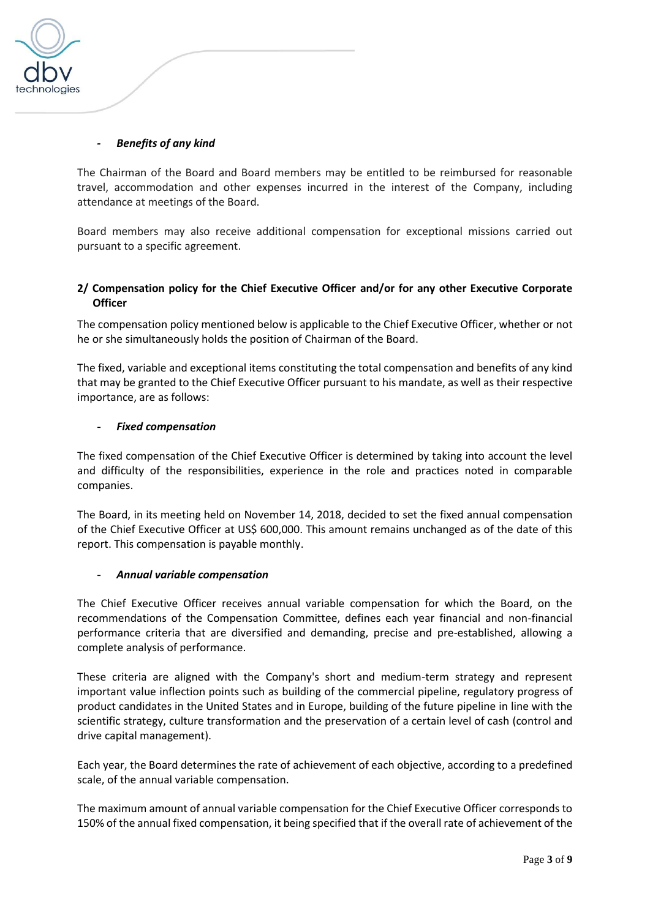- ***Benefits of any kind***

The Chairman of the Board and Board members may be entitled to be reimbursed for reasonable travel, accommodation and other expenses incurred in the interest of the Company, including attendance at meetings of the Board.

Board members may also receive additional compensation for exceptional missions carried out pursuant to a specific agreement.

**2/ Compensation policy for the Chief Executive Officer and/or for any other Executive Corporate Officer**

The compensation policy mentioned below is applicable to the Chief Executive Officer, whether or not he or she simultaneously holds the position of Chairman of the Board.

The fixed, variable and exceptional items constituting the total compensation and benefits of any kind that may be granted to the Chief Executive Officer pursuant to his mandate, as well as their respective importance, are as follows:

- ***Fixed compensation***

The fixed compensation of the Chief Executive Officer is determined by taking into account the level and difficulty of the responsibilities, experience in the role and practices noted in comparable companies.

The Board, in its meeting held on November 14, 2018, decided to set the fixed annual compensation of the Chief Executive Officer at US$ 600,000. This amount remains unchanged as of the date of this report. This compensation is payable monthly.

- ***Annual variable compensation***

The Chief Executive Officer receives annual variable compensation for which the Board, on the recommendations of the Compensation Committee, defines each year financial and non-financial performance criteria that are diversified and demanding, precise and pre-established, allowing a complete analysis of performance.

These criteria are aligned with the Company's short and medium-term strategy and represent important value inflection points such as building of the commercial pipeline, regulatory progress of product candidates in the United States and in Europe, building of the future pipeline in line with the scientific strategy, culture transformation and the preservation of a certain level of cash (control and drive capital management).

Each year, the Board determines the rate of achievement of each objective, according to a predefined scale, of the annual variable compensation.

The maximum amount of annual variable compensation for the Chief Executive Officer corresponds to 150% of the annual fixed compensation, it being specified that if the overall rate of achievement of the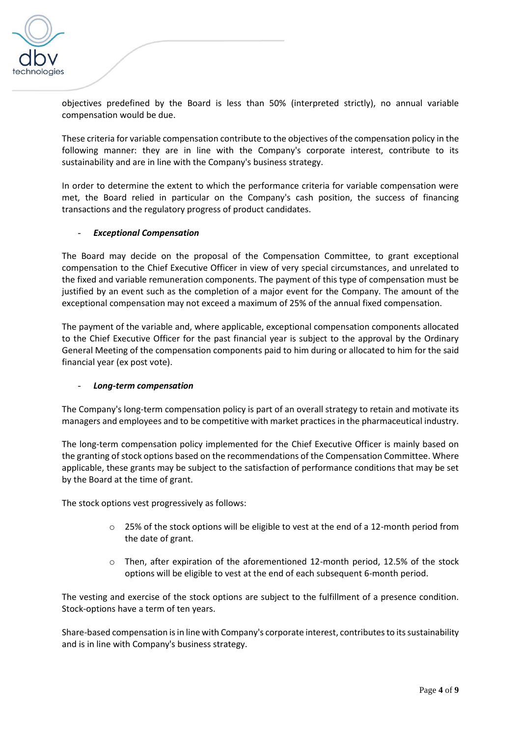objectives predefined by the Board is less than 50% (interpreted strictly), no annual variable compensation would be due.

These criteria for variable compensation contribute to the objectives of the compensation policy in the following manner: they are in line with the Company's corporate interest, contribute to its sustainability and are in line with the Company's business strategy.

In order to determine the extent to which the performance criteria for variable compensation were met, the Board relied in particular on the Company's cash position, the success of financing transactions and the regulatory progress of product candidates.

- ***Exceptional Compensation***

The Board may decide on the proposal of the Compensation Committee, to grant exceptional compensation to the Chief Executive Officer in view of very special circumstances, and unrelated to the fixed and variable remuneration components. The payment of this type of compensation must be justified by an event such as the completion of a major event for the Company. The amount of the exceptional compensation may not exceed a maximum of 25% of the annual fixed compensation.

The payment of the variable and, where applicable, exceptional compensation components allocated to the Chief Executive Officer for the past financial year is subject to the approval by the Ordinary General Meeting of the compensation components paid to him during or allocated to him for the said financial year (ex post vote).

- ***Long-term compensation***

The Company's long-term compensation policy is part of an overall strategy to retain and motivate its managers and employees and to be competitive with market practices in the pharmaceutical industry.

The long-term compensation policy implemented for the Chief Executive Officer is mainly based on the granting of stock options based on the recommendations of the Compensation Committee. Where applicable, these grants may be subject to the satisfaction of performance conditions that may be set by the Board at the time of grant.

The stock options vest progressively as follows:

- 25% of the stock options will be eligible to vest at the end of a 12-month period from the date of grant.
- Then, after expiration of the aforementioned 12-month period, 12.5% of the stock options will be eligible to vest at the end of each subsequent 6-month period.

The vesting and exercise of the stock options are subject to the fulfillment of a presence condition. Stock-options have a term of ten years.

Share-based compensation is in line with Company's corporate interest, contributes to its sustainability and is in line with Company's business strategy.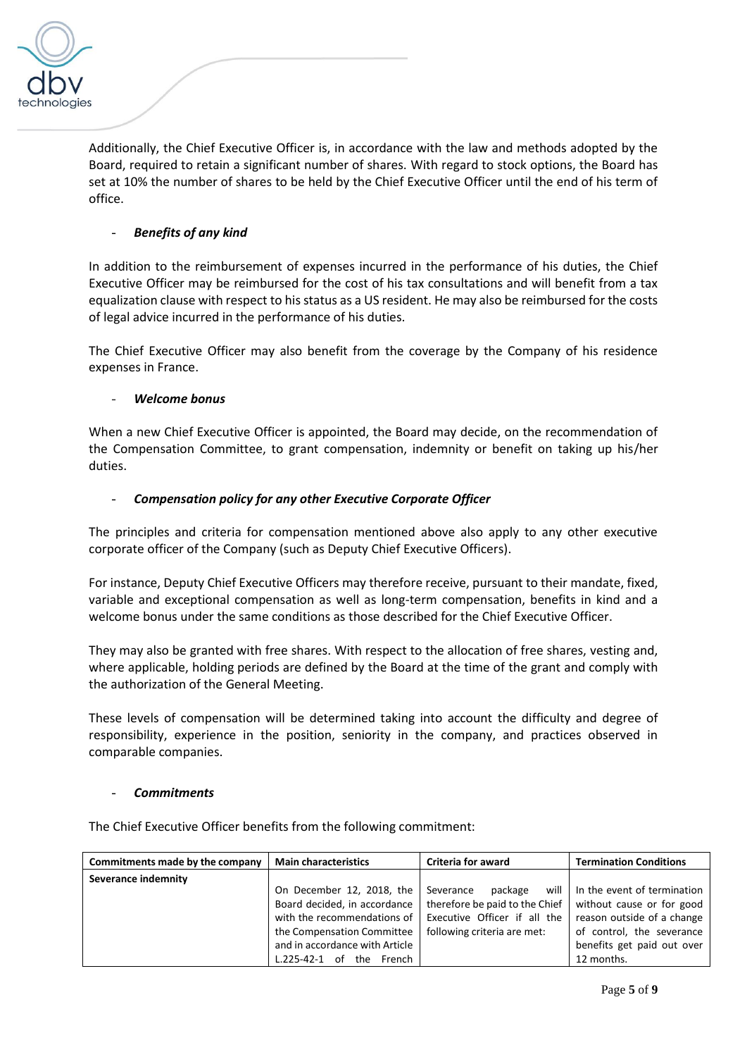Additionally, the Chief Executive Officer is, in accordance with the law and methods adopted by the Board, required to retain a significant number of shares. With regard to stock options, the Board has set at 10% the number of shares to be held by the Chief Executive Officer until the end of his term of office.

- ***Benefits of any kind***

In addition to the reimbursement of expenses incurred in the performance of his duties, the Chief Executive Officer may be reimbursed for the cost of his tax consultations and will benefit from a tax equalization clause with respect to his status as a US resident. He may also be reimbursed for the costs of legal advice incurred in the performance of his duties.

The Chief Executive Officer may also benefit from the coverage by the Company of his residence expenses in France.

- ***Welcome bonus***

When a new Chief Executive Officer is appointed, the Board may decide, on the recommendation of the Compensation Committee, to grant compensation, indemnity or benefit on taking up his/her duties.

- ***Compensation policy for any other Executive Corporate Officer***

The principles and criteria for compensation mentioned above also apply to any other executive corporate officer of the Company (such as Deputy Chief Executive Officers).

For instance, Deputy Chief Executive Officers may therefore receive, pursuant to their mandate, fixed, variable and exceptional compensation as well as long-term compensation, benefits in kind and a welcome bonus under the same conditions as those described for the Chief Executive Officer.

They may also be granted with free shares. With respect to the allocation of free shares, vesting and, where applicable, holding periods are defined by the Board at the time of the grant and comply with the authorization of the General Meeting.

These levels of compensation will be determined taking into account the difficulty and degree of responsibility, experience in the position, seniority in the company, and practices observed in comparable companies.

- ***Commitments***

The Chief Executive Officer benefits from the following commitment:

| Commitments made by the company | Main characteristics | Criteria for award | Termination Conditions |
|---|---|---|---|
| **Severance indemnity** | On December 12, 2018, the Board decided, in accordance with the recommendations of the Compensation Committee and in accordance with Article L.225-42-1 of the French | Severance package will therefore be paid to the Chief Executive Officer if all the following criteria are met: | In the event of termination without cause or for good reason outside of a change of control, the severance benefits get paid out over 12 months. |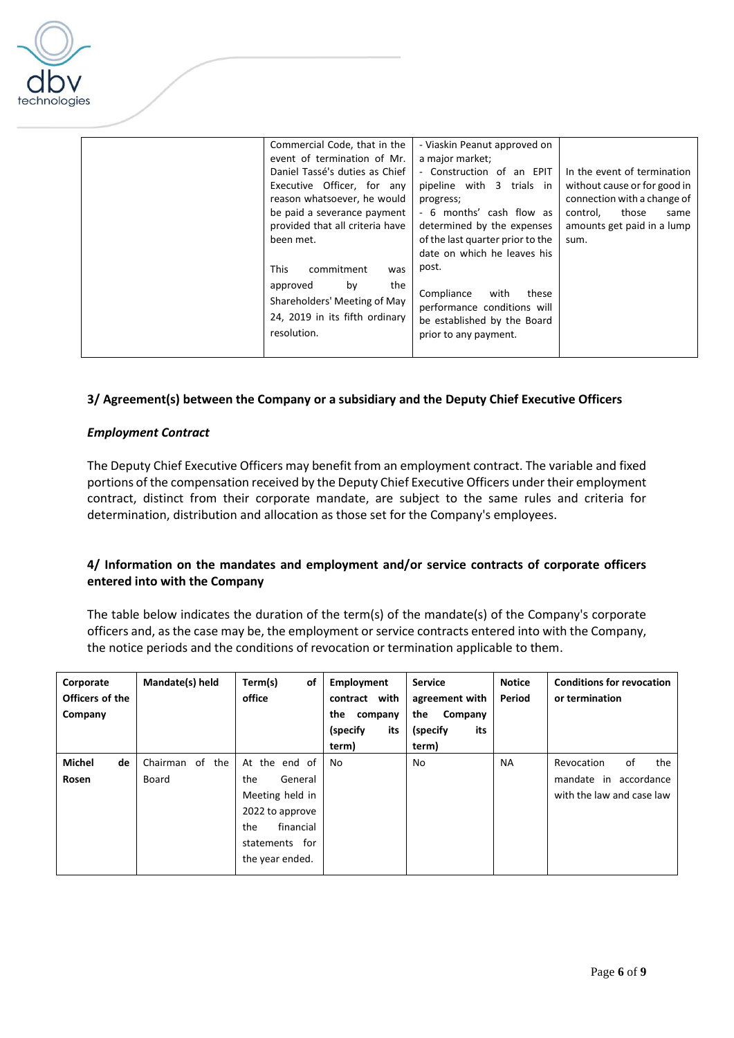| | Commercial Code, that in the event of termination of Mr. Daniel Tassé's duties as Chief Executive Officer, for any reason whatsoever, he would be paid a severance payment provided that all criteria have been met.<br><br>This commitment was approved by the Shareholders' Meeting of May 24, 2019 in its fifth ordinary resolution. | - Viaskin Peanut approved on a major market;<br>- Construction of an EPIT pipeline with 3 trials in progress;<br>- 6 months' cash flow as determined by the expenses of the last quarter prior to the date on which he leaves his post.<br><br>Compliance with these performance conditions will be established by the Board prior to any payment. | In the event of termination without cause or for good in connection with a change of control, those same amounts get paid in a lump sum. |
|---|---|---|---|

## 3/ Agreement(s) between the Company or a subsidiary and the Deputy Chief Executive Officers

### *Employment Contract*

The Deputy Chief Executive Officers may benefit from an employment contract. The variable and fixed portions of the compensation received by the Deputy Chief Executive Officers under their employment contract, distinct from their corporate mandate, are subject to the same rules and criteria for determination, distribution and allocation as those set for the Company's employees.

## 4/ Information on the mandates and employment and/or service contracts of corporate officers entered into with the Company

The table below indicates the duration of the term(s) of the mandate(s) of the Company's corporate officers and, as the case may be, the employment or service contracts entered into with the Company, the notice periods and the conditions of revocation or termination applicable to them.

| Corporate Officers of the Company | Mandate(s) held | Term(s) of office | Employment contract with the company (specify its term) | Service agreement with the Company (specify its term) | Notice Period | Conditions for revocation or termination |
|---|---|---|---|---|---|---|
| **Michel de Rosen** | Chairman of the Board | At the end of the General Meeting held in 2022 to approve the financial statements for the year ended. | No | No | NA | Revocation of the mandate in accordance with the law and case law |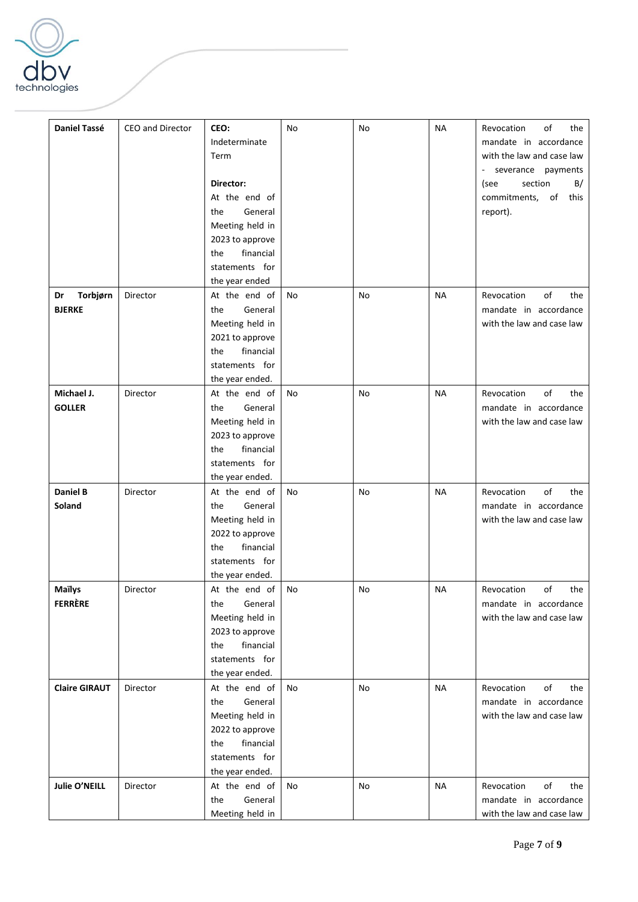| **Daniel Tassé** | CEO and Director | **CEO:** Indeterminate Term<br><br>**Director:** At the end of the General Meeting held in 2023 to approve the financial statements for the year ended | No | No | NA | Revocation of the mandate in accordance with the law and case law - severance payments (see section B/ commitments, of this report). |
|---|---|---|---|---|---|---|
| **Dr Torbjørn BJERKE** | Director | At the end of the General Meeting held in 2021 to approve the financial statements for the year ended. | No | No | NA | Revocation of the mandate in accordance with the law and case law |
| **Michael J. GOLLER** | Director | At the end of the General Meeting held in 2023 to approve the financial statements for the year ended. | No | No | NA | Revocation of the mandate in accordance with the law and case law |
| **Daniel B Soland** | Director | At the end of the General Meeting held in 2022 to approve the financial statements for the year ended. | No | No | NA | Revocation of the mandate in accordance with the law and case law |
| **Maïlys FERRÈRE** | Director | At the end of the General Meeting held in 2023 to approve the financial statements for the year ended. | No | No | NA | Revocation of the mandate in accordance with the law and case law |
| **Claire GIRAUT** | Director | At the end of the General Meeting held in 2022 to approve the financial statements for the year ended. | No | No | NA | Revocation of the mandate in accordance with the law and case law |
| **Julie O'NEILL** | Director | At the end of the General Meeting held in | No | No | NA | Revocation of the mandate in accordance with the law and case law |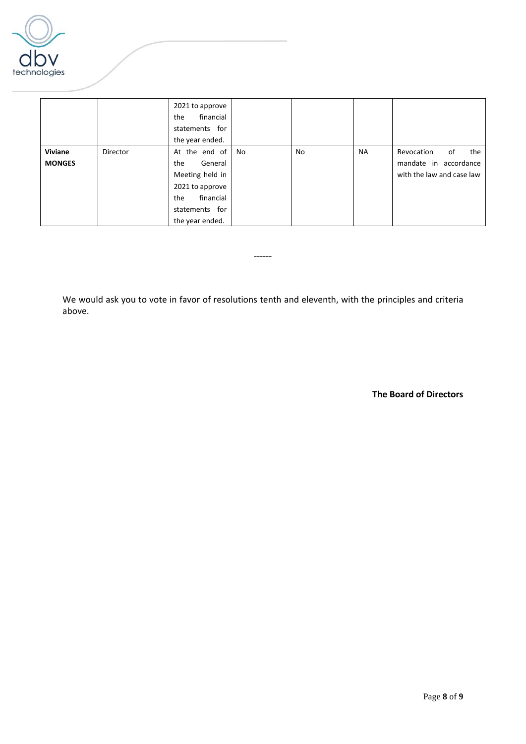| | | 2021 to approve the financial statements for the year ended. | | | | |
|---|---|---|---|---|---|---|
| **Viviane MONGES** | Director | At the end of the General Meeting held in 2021 to approve the financial statements for the year ended. | No | No | NA | Revocation of the mandate in accordance with the law and case law |

------

We would ask you to vote in favor of resolutions tenth and eleventh, with the principles and criteria above.

**The Board of Directors**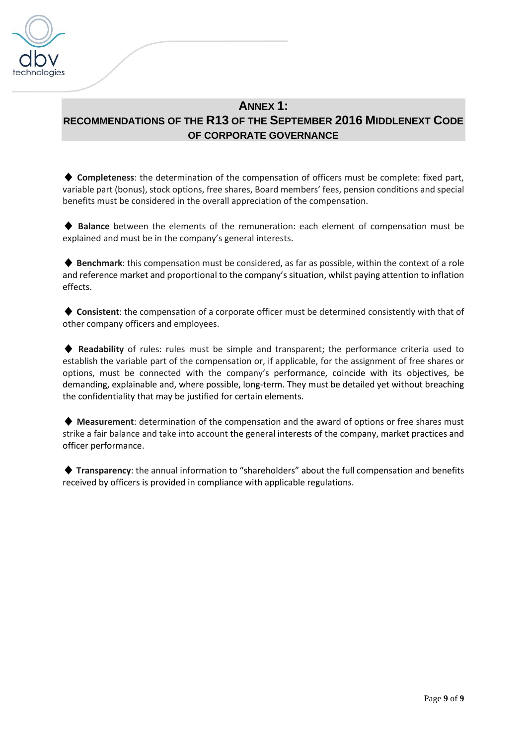## ANNEX 1:
## RECOMMENDATIONS OF THE R13 OF THE SEPTEMBER 2016 MIDDLENEXT CODE OF CORPORATE GOVERNANCE

◆ **Completeness**: the determination of the compensation of officers must be complete: fixed part, variable part (bonus), stock options, free shares, Board members' fees, pension conditions and special benefits must be considered in the overall appreciation of the compensation.

◆ **Balance** between the elements of the remuneration: each element of compensation must be explained and must be in the company's general interests.

◆ **Benchmark**: this compensation must be considered, as far as possible, within the context of a role and reference market and proportional to the company's situation, whilst paying attention to inflation effects.

◆ **Consistent**: the compensation of a corporate officer must be determined consistently with that of other company officers and employees.

◆ **Readability** of rules: rules must be simple and transparent; the performance criteria used to establish the variable part of the compensation or, if applicable, for the assignment of free shares or options, must be connected with the company's performance, coincide with its objectives, be demanding, explainable and, where possible, long-term. They must be detailed yet without breaching the confidentiality that may be justified for certain elements.

◆ **Measurement**: determination of the compensation and the award of options or free shares must strike a fair balance and take into account the general interests of the company, market practices and officer performance.

◆ **Transparency**: the annual information to "shareholders" about the full compensation and benefits received by officers is provided in compliance with applicable regulations.